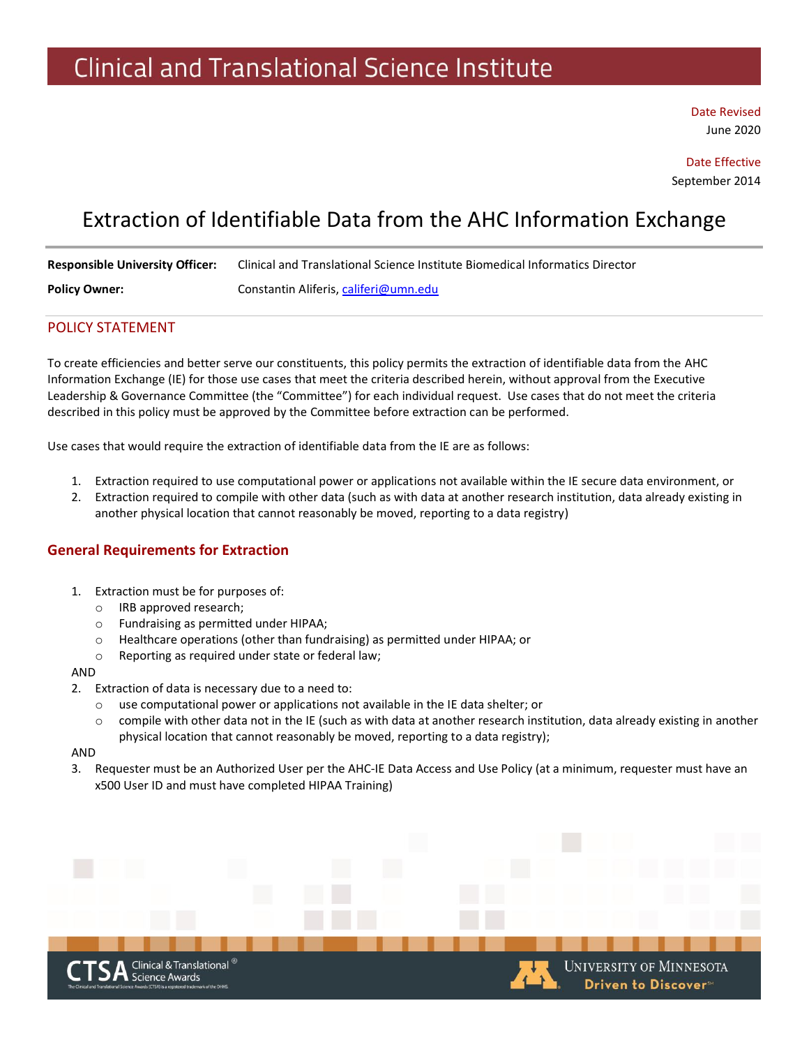# Clinical and Translational Science Institute

Date Revised
June 2020

Date Effective
September 2014

## Extraction of Identifiable Data from the AHC Information Exchange

**Responsible University Officer:** Clinical and Translational Science Institute Biomedical Informatics Director

**Policy Owner:** Constantin Aliferis, califeri@umn.edu

## POLICY STATEMENT

To create efficiencies and better serve our constituents, this policy permits the extraction of identifiable data from the AHC Information Exchange (IE) for those use cases that meet the criteria described herein, without approval from the Executive Leadership & Governance Committee (the "Committee") for each individual request. Use cases that do not meet the criteria described in this policy must be approved by the Committee before extraction can be performed.

Use cases that would require the extraction of identifiable data from the IE are as follows:

1. Extraction required to use computational power or applications not available within the IE secure data environment, or
2. Extraction required to compile with other data (such as with data at another research institution, data already existing in another physical location that cannot reasonably be moved, reporting to a data registry)

### General Requirements for Extraction

1. Extraction must be for purposes of:
   - IRB approved research;
   - Fundraising as permitted under HIPAA;
   - Healthcare operations (other than fundraising) as permitted under HIPAA; or
   - Reporting as required under state or federal law;

AND

2. Extraction of data is necessary due to a need to:
   - use computational power or applications not available in the IE data shelter; or
   - compile with other data not in the IE (such as with data at another research institution, data already existing in another physical location that cannot reasonably be moved, reporting to a data registry);

AND

3. Requester must be an Authorized User per the AHC-IE Data Access and Use Policy (at a minimum, requester must have an x500 User ID and must have completed HIPAA Training)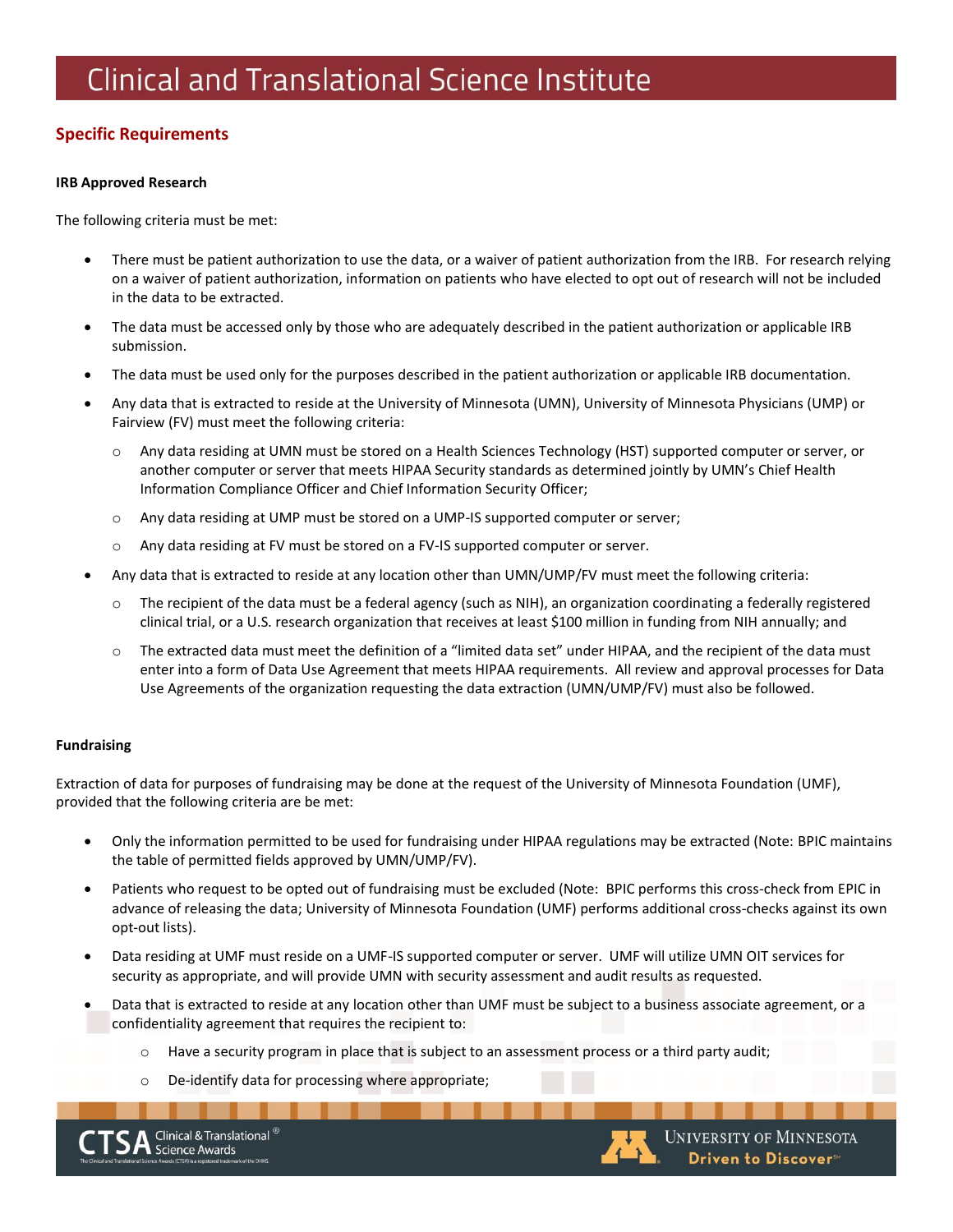## Specific Requirements

**IRB Approved Research**

The following criteria must be met:

- There must be patient authorization to use the data, or a waiver of patient authorization from the IRB. For research relying on a waiver of patient authorization, information on patients who have elected to opt out of research will not be included in the data to be extracted.
- The data must be accessed only by those who are adequately described in the patient authorization or applicable IRB submission.
- The data must be used only for the purposes described in the patient authorization or applicable IRB documentation.
- Any data that is extracted to reside at the University of Minnesota (UMN), University of Minnesota Physicians (UMP) or Fairview (FV) must meet the following criteria:
    - Any data residing at UMN must be stored on a Health Sciences Technology (HST) supported computer or server, or another computer or server that meets HIPAA Security standards as determined jointly by UMN's Chief Health Information Compliance Officer and Chief Information Security Officer;
    - Any data residing at UMP must be stored on a UMP-IS supported computer or server;
    - Any data residing at FV must be stored on a FV-IS supported computer or server.
- Any data that is extracted to reside at any location other than UMN/UMP/FV must meet the following criteria:
    - The recipient of the data must be a federal agency (such as NIH), an organization coordinating a federally registered clinical trial, or a U.S. research organization that receives at least $100 million in funding from NIH annually; and
    - The extracted data must meet the definition of a "limited data set" under HIPAA, and the recipient of the data must enter into a form of Data Use Agreement that meets HIPAA requirements. All review and approval processes for Data Use Agreements of the organization requesting the data extraction (UMN/UMP/FV) must also be followed.

**Fundraising**

Extraction of data for purposes of fundraising may be done at the request of the University of Minnesota Foundation (UMF), provided that the following criteria are be met:

- Only the information permitted to be used for fundraising under HIPAA regulations may be extracted (Note: BPIC maintains the table of permitted fields approved by UMN/UMP/FV).
- Patients who request to be opted out of fundraising must be excluded (Note: BPIC performs this cross-check from EPIC in advance of releasing the data; University of Minnesota Foundation (UMF) performs additional cross-checks against its own opt-out lists).
- Data residing at UMF must reside on a UMF-IS supported computer or server. UMF will utilize UMN OIT services for security as appropriate, and will provide UMN with security assessment and audit results as requested.
- Data that is extracted to reside at any location other than UMF must be subject to a business associate agreement, or a confidentiality agreement that requires the recipient to:
    - Have a security program in place that is subject to an assessment process or a third party audit;
    - De-identify data for processing where appropriate;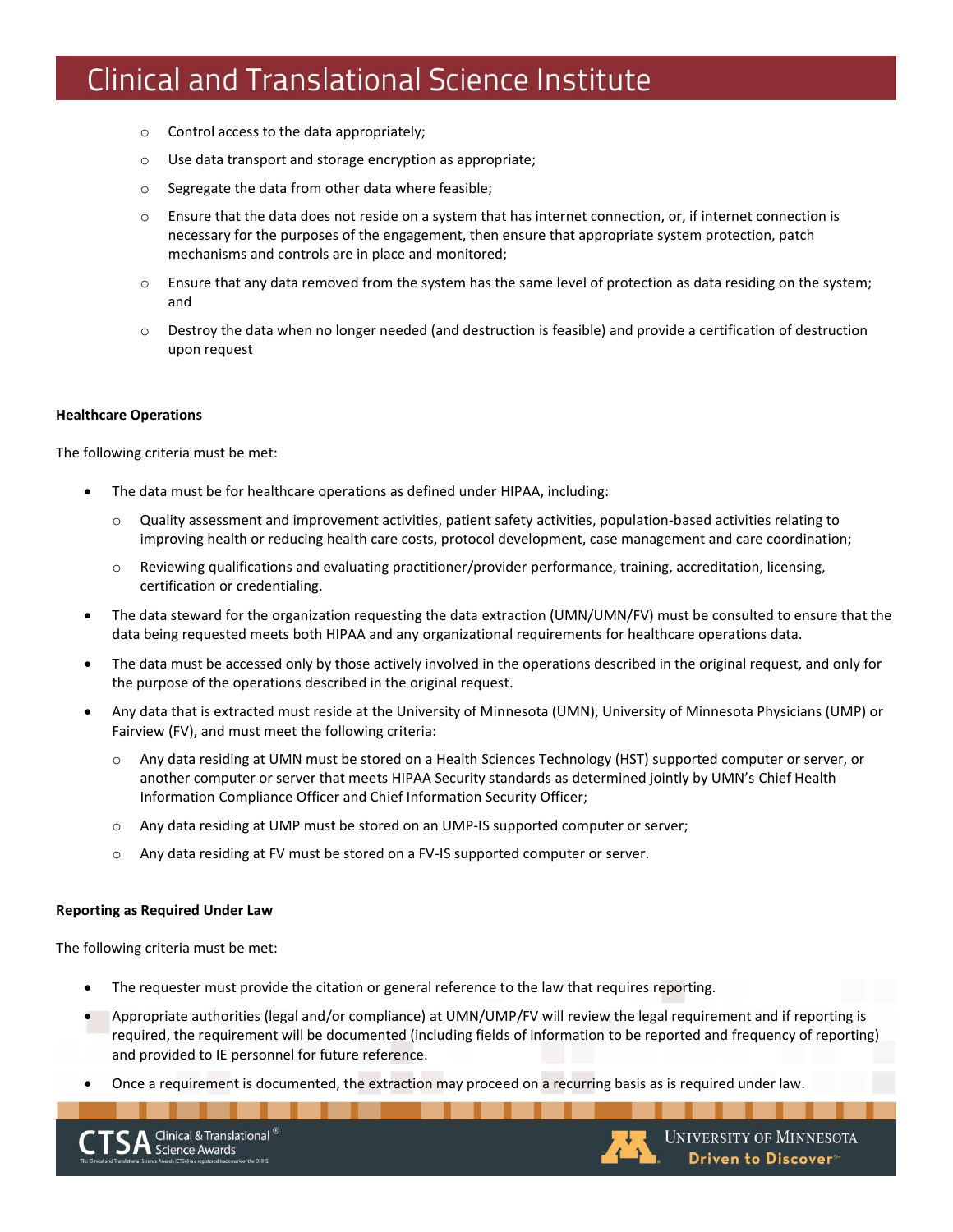- Control access to the data appropriately;
- Use data transport and storage encryption as appropriate;
- Segregate the data from other data where feasible;
- Ensure that the data does not reside on a system that has internet connection, or, if internet connection is necessary for the purposes of the engagement, then ensure that appropriate system protection, patch mechanisms and controls are in place and monitored;
- Ensure that any data removed from the system has the same level of protection as data residing on the system; and
- Destroy the data when no longer needed (and destruction is feasible) and provide a certification of destruction upon request

**Healthcare Operations**

The following criteria must be met:

- The data must be for healthcare operations as defined under HIPAA, including:
  - Quality assessment and improvement activities, patient safety activities, population-based activities relating to improving health or reducing health care costs, protocol development, case management and care coordination;
  - Reviewing qualifications and evaluating practitioner/provider performance, training, accreditation, licensing, certification or credentialing.
- The data steward for the organization requesting the data extraction (UMN/UMN/FV) must be consulted to ensure that the data being requested meets both HIPAA and any organizational requirements for healthcare operations data.
- The data must be accessed only by those actively involved in the operations described in the original request, and only for the purpose of the operations described in the original request.
- Any data that is extracted must reside at the University of Minnesota (UMN), University of Minnesota Physicians (UMP) or Fairview (FV), and must meet the following criteria:
  - Any data residing at UMN must be stored on a Health Sciences Technology (HST) supported computer or server, or another computer or server that meets HIPAA Security standards as determined jointly by UMN's Chief Health Information Compliance Officer and Chief Information Security Officer;
  - Any data residing at UMP must be stored on an UMP-IS supported computer or server;
  - Any data residing at FV must be stored on a FV-IS supported computer or server.

**Reporting as Required Under Law**

The following criteria must be met:

- The requester must provide the citation or general reference to the law that requires reporting.
- Appropriate authorities (legal and/or compliance) at UMN/UMP/FV will review the legal requirement and if reporting is required, the requirement will be documented (including fields of information to be reported and frequency of reporting) and provided to IE personnel for future reference.
- Once a requirement is documented, the extraction may proceed on a recurring basis as is required under law.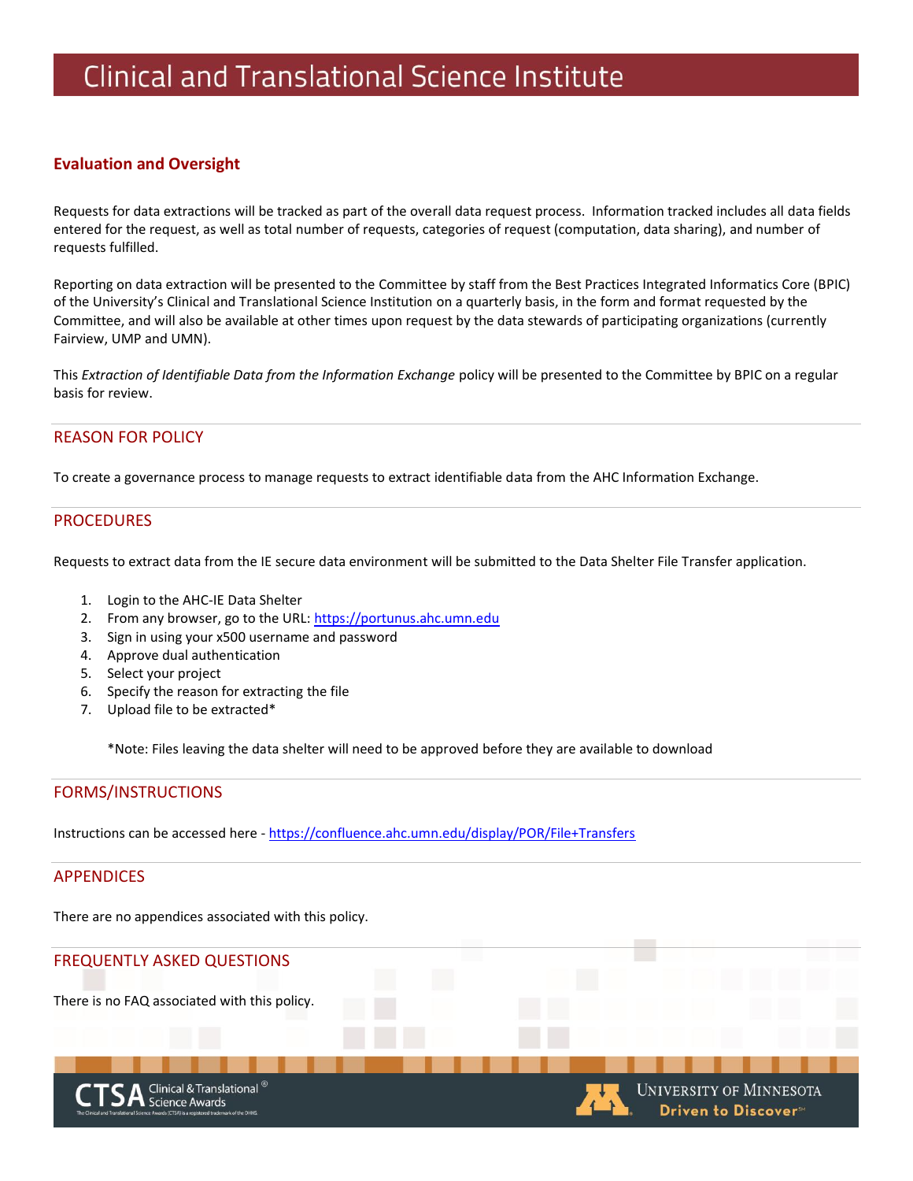## Evaluation and Oversight

Requests for data extractions will be tracked as part of the overall data request process. Information tracked includes all data fields entered for the request, as well as total number of requests, categories of request (computation, data sharing), and number of requests fulfilled.

Reporting on data extraction will be presented to the Committee by staff from the Best Practices Integrated Informatics Core (BPIC) of the University's Clinical and Translational Science Institution on a quarterly basis, in the form and format requested by the Committee, and will also be available at other times upon request by the data stewards of participating organizations (currently Fairview, UMP and UMN).

This *Extraction of Identifiable Data from the Information Exchange* policy will be presented to the Committee by BPIC on a regular basis for review.

## REASON FOR POLICY

To create a governance process to manage requests to extract identifiable data from the AHC Information Exchange.

## PROCEDURES

Requests to extract data from the IE secure data environment will be submitted to the Data Shelter File Transfer application.

1. Login to the AHC-IE Data Shelter
2. From any browser, go to the URL: https://portunus.ahc.umn.edu
3. Sign in using your x500 username and password
4. Approve dual authentication
5. Select your project
6. Specify the reason for extracting the file
7. Upload file to be extracted*

   *Note: Files leaving the data shelter will need to be approved before they are available to download

## FORMS/INSTRUCTIONS

Instructions can be accessed here - https://confluence.ahc.umn.edu/display/POR/File+Transfers

## APPENDICES

There are no appendices associated with this policy.

## FREQUENTLY ASKED QUESTIONS

There is no FAQ associated with this policy.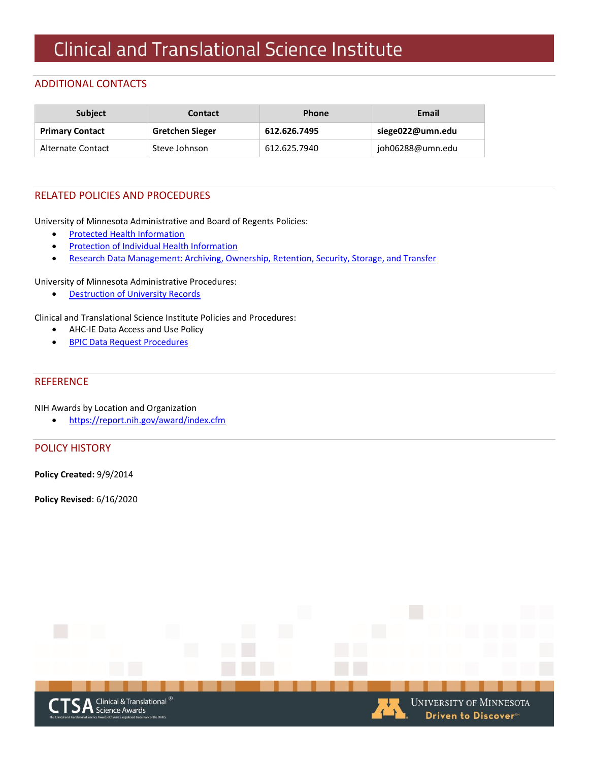# Clinical and Translational Science Institute

## ADDITIONAL CONTACTS

| Subject | Contact | Phone | Email |
|---|---|---|---|
| **Primary Contact** | **Gretchen Sieger** | **612.626.7495** | **siege022@umn.edu** |
| Alternate Contact | Steve Johnson | 612.625.7940 | joh06288@umn.edu |

## RELATED POLICIES AND PROCEDURES

University of Minnesota Administrative and Board of Regents Policies:

- Protected Health Information
- Protection of Individual Health Information
- Research Data Management: Archiving, Ownership, Retention, Security, Storage, and Transfer

University of Minnesota Administrative Procedures:

- Destruction of University Records

Clinical and Translational Science Institute Policies and Procedures:

- AHC-IE Data Access and Use Policy
- BPIC Data Request Procedures

## REFERENCE

NIH Awards by Location and Organization

- https://report.nih.gov/award/index.cfm

## POLICY HISTORY

**Policy Created:** 9/9/2014

**Policy Revised**: 6/16/2020